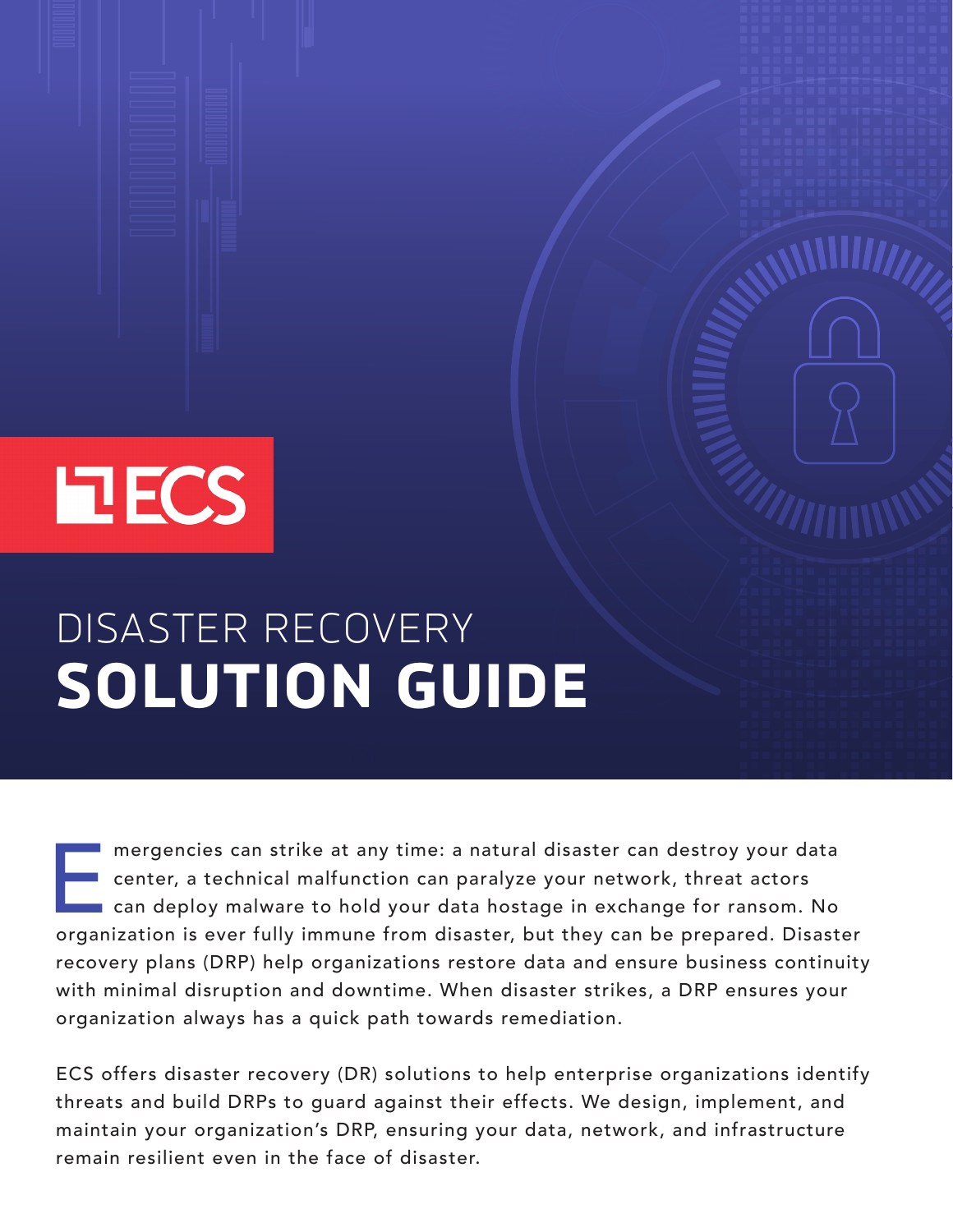ECS

# DISASTER RECOVERY **SOLUTION GUIDE**

Emergencies can strike at any time: a natural disaster can destroy your data center, a technical malfunction can paralyze your network, threat actors can deploy malware to hold your data hostage in exchange for ransom. No organization is ever fully immune from disaster, but they can be prepared. Disaster recovery plans (DRP) help organizations restore data and ensure business continuity with minimal disruption and downtime. When disaster strikes, a DRP ensures your organization always has a quick path towards remediation.

ECS offers disaster recovery (DR) solutions to help enterprise organizations identify threats and build DRPs to guard against their effects. We design, implement, and maintain your organization's DRP, ensuring your data, network, and infrastructure remain resilient even in the face of disaster.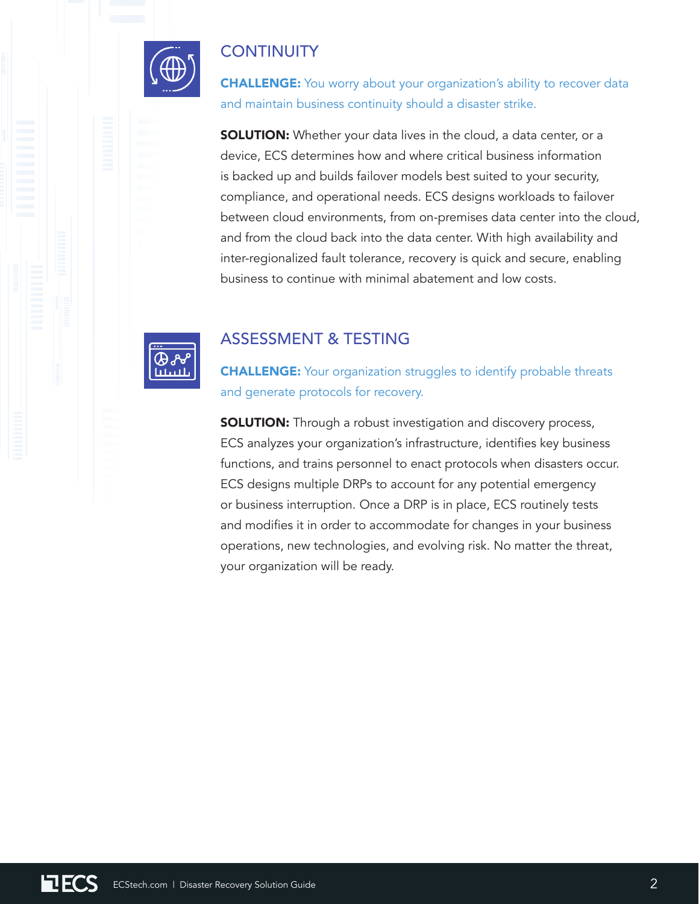## CONTINUITY

**CHALLENGE:** You worry about your organization's ability to recover data and maintain business continuity should a disaster strike.

**SOLUTION:** Whether your data lives in the cloud, a data center, or a device, ECS determines how and where critical business information is backed up and builds failover models best suited to your security, compliance, and operational needs. ECS designs workloads to failover between cloud environments, from on-premises data center into the cloud, and from the cloud back into the data center. With high availability and inter-regionalized fault tolerance, recovery is quick and secure, enabling business to continue with minimal abatement and low costs.

## ASSESSMENT & TESTING

**CHALLENGE:** Your organization struggles to identify probable threats and generate protocols for recovery.

**SOLUTION:** Through a robust investigation and discovery process, ECS analyzes your organization's infrastructure, identifies key business functions, and trains personnel to enact protocols when disasters occur. ECS designs multiple DRPs to account for any potential emergency or business interruption. Once a DRP is in place, ECS routinely tests and modifies it in order to accommodate for changes in your business operations, new technologies, and evolving risk. No matter the threat, your organization will be ready.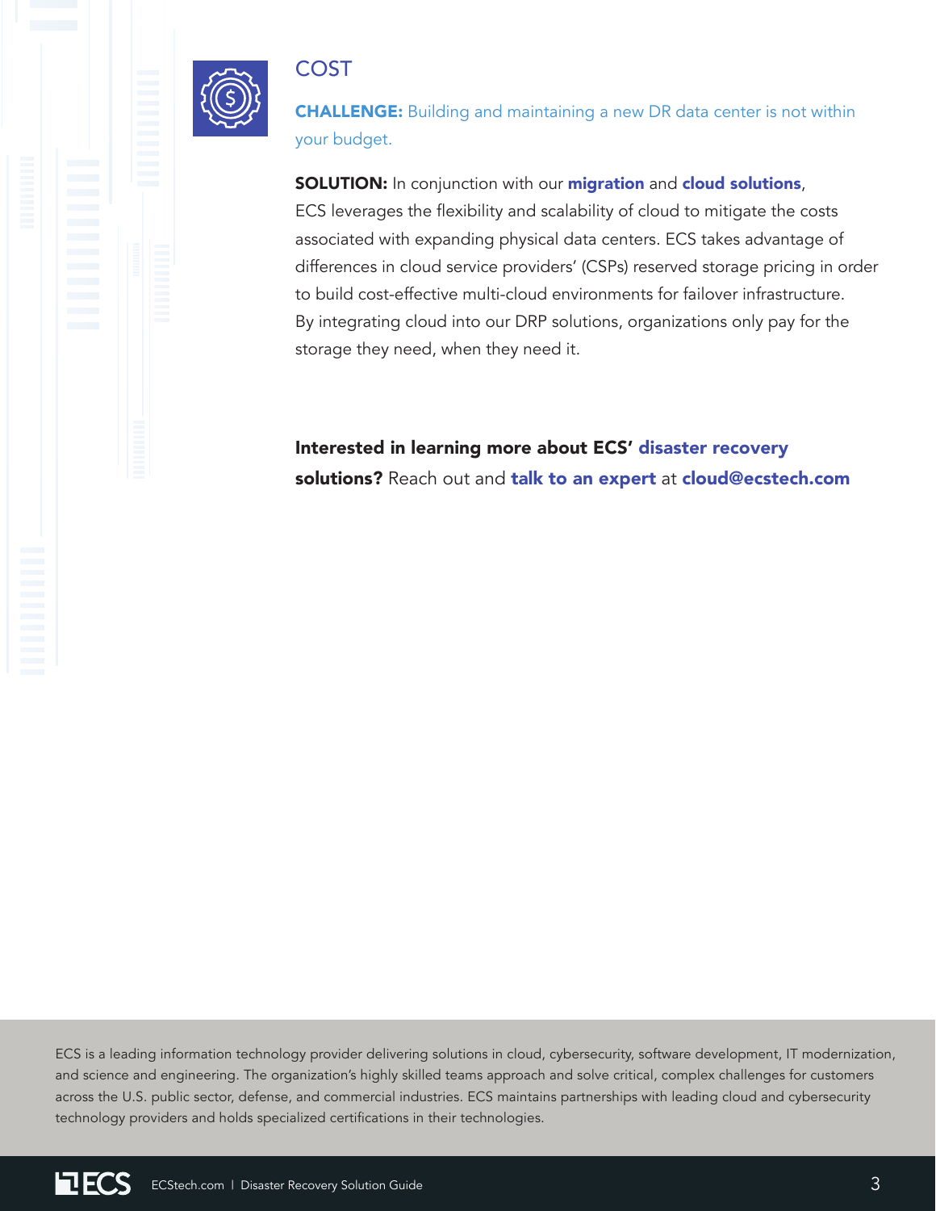## COST

**CHALLENGE:** Building and maintaining a new DR data center is not within your budget.

**SOLUTION:** In conjunction with our **migration** and **cloud solutions**, ECS leverages the flexibility and scalability of cloud to mitigate the costs associated with expanding physical data centers. ECS takes advantage of differences in cloud service providers' (CSPs) reserved storage pricing in order to build cost-effective multi-cloud environments for failover infrastructure. By integrating cloud into our DRP solutions, organizations only pay for the storage they need, when they need it.

**Interested in learning more about ECS' disaster recovery solutions?** Reach out and **talk to an expert** at **cloud@ecstech.com**

ECS is a leading information technology provider delivering solutions in cloud, cybersecurity, software development, IT modernization, and science and engineering. The organization's highly skilled teams approach and solve critical, complex challenges for customers across the U.S. public sector, defense, and commercial industries. ECS maintains partnerships with leading cloud and cybersecurity technology providers and holds specialized certifications in their technologies.